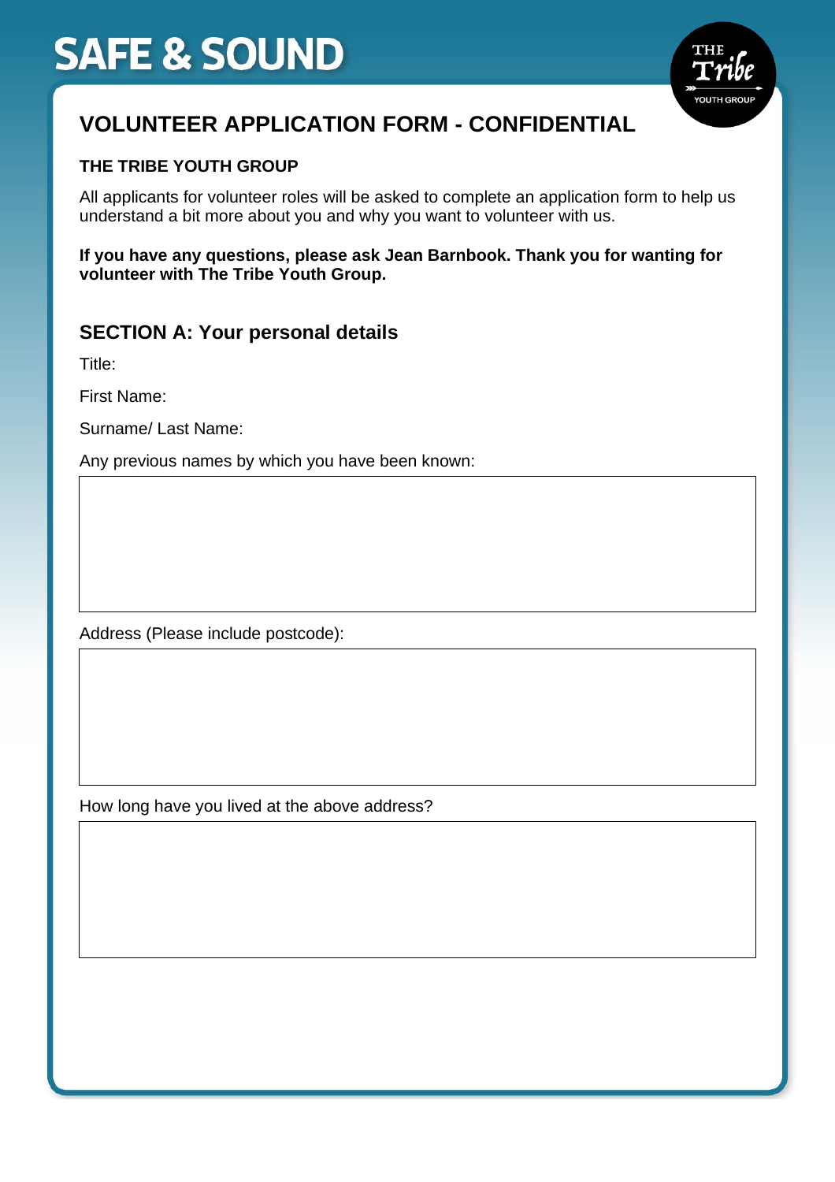# SAFE & SOUND

## VOLUNTEER APPLICATION FORM - CONFIDENTIAL

**THE TRIBE YOUTH GROUP**

All applicants for volunteer roles will be asked to complete an application form to help us understand a bit more about you and why you want to volunteer with us.

**If you have any questions, please ask Jean Barnbook. Thank you for wanting for volunteer with The Tribe Youth Group.**

### SECTION A: Your personal details

Title:

First Name:

Surname/ Last Name:

Any previous names by which you have been known:

Address (Please include postcode):

How long have you lived at the above address?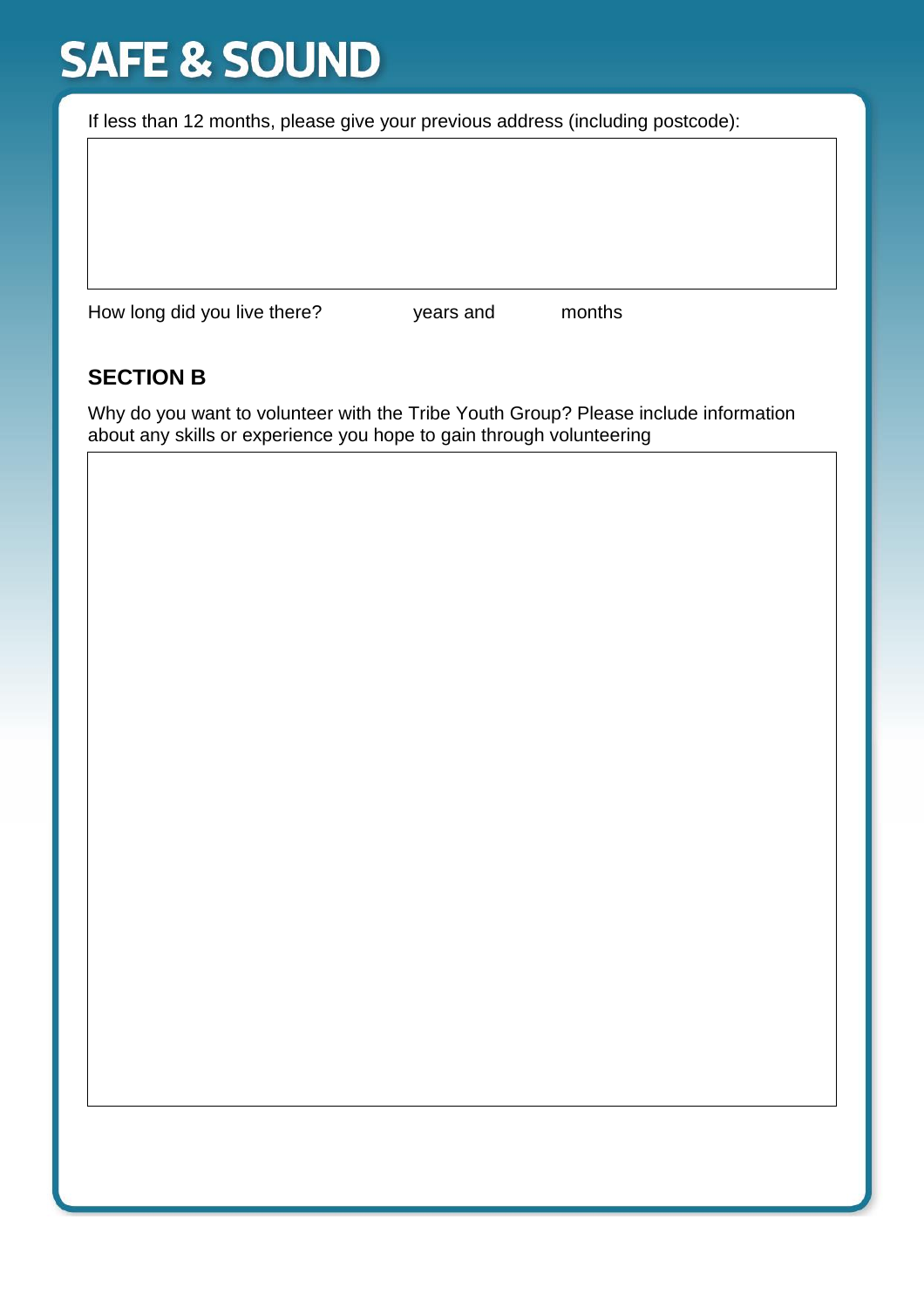# SAFE & SOUND

If less than 12 months, please give your previous address (including postcode):

How long did you live there? years and months

## SECTION B

Why do you want to volunteer with the Tribe Youth Group? Please include information about any skills or experience you hope to gain through volunteering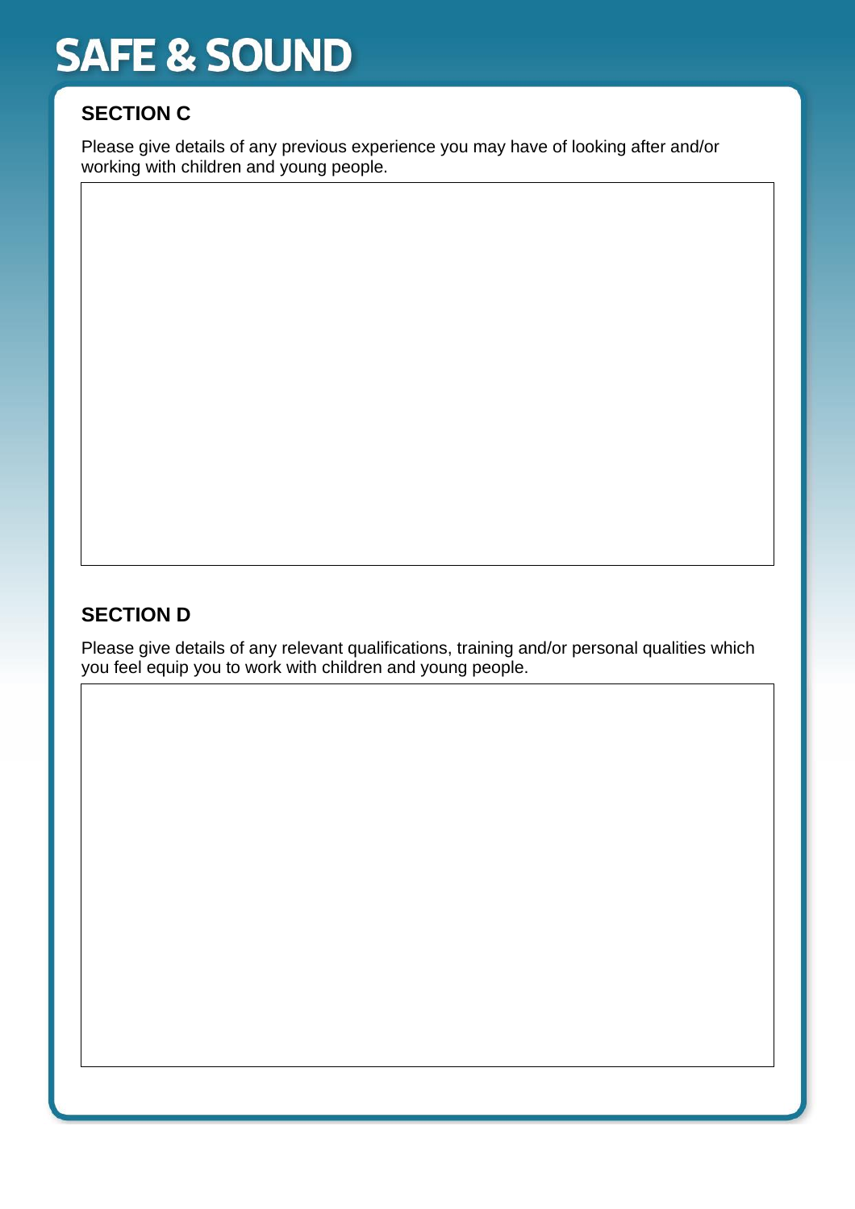# SAFE & SOUND

## SECTION C

Please give details of any previous experience you may have of looking after and/or working with children and young people.

## SECTION D

Please give details of any relevant qualifications, training and/or personal qualities which you feel equip you to work with children and young people.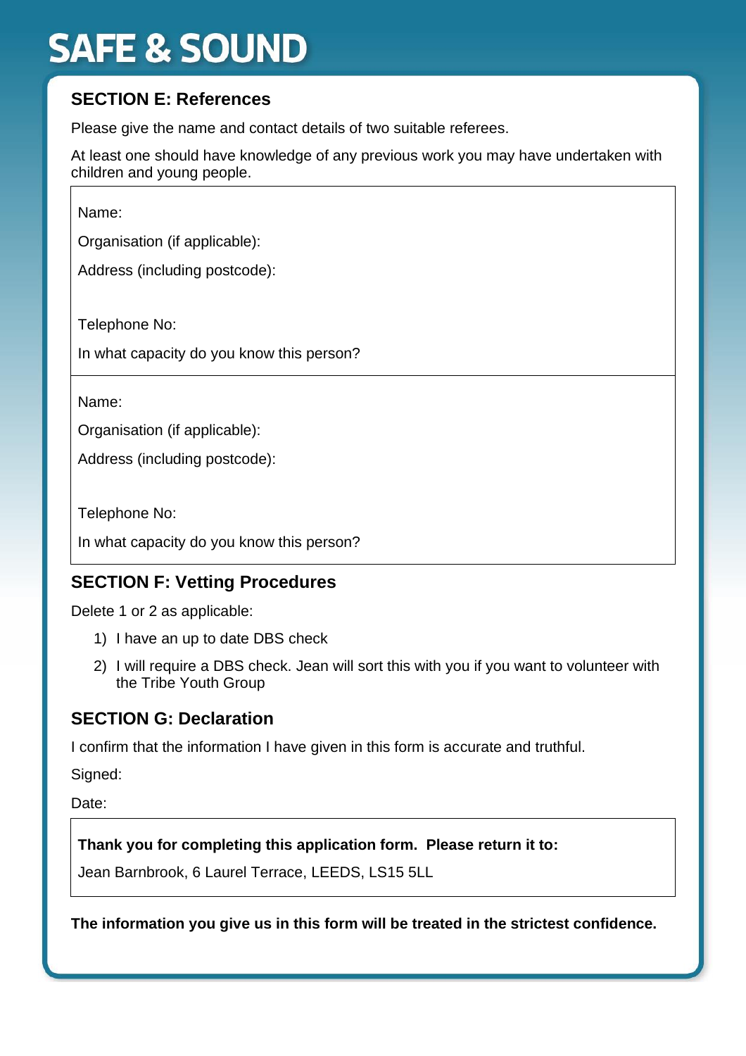# SAFE & SOUND

## SECTION E: References

Please give the name and contact details of two suitable referees.

At least one should have knowledge of any previous work you may have undertaken with children and young people.

Name:

Organisation (if applicable):

Address (including postcode):

Telephone No:

In what capacity do you know this person?

Name:

Organisation (if applicable):

Address (including postcode):

Telephone No:

In what capacity do you know this person?

## SECTION F: Vetting Procedures

Delete 1 or 2 as applicable:

1) I have an up to date DBS check
2) I will require a DBS check. Jean will sort this with you if you want to volunteer with the Tribe Youth Group

## SECTION G: Declaration

I confirm that the information I have given in this form is accurate and truthful.

Signed:

Date:

**Thank you for completing this application form. Please return it to:**

Jean Barnbrook, 6 Laurel Terrace, LEEDS, LS15 5LL

**The information you give us in this form will be treated in the strictest confidence.**